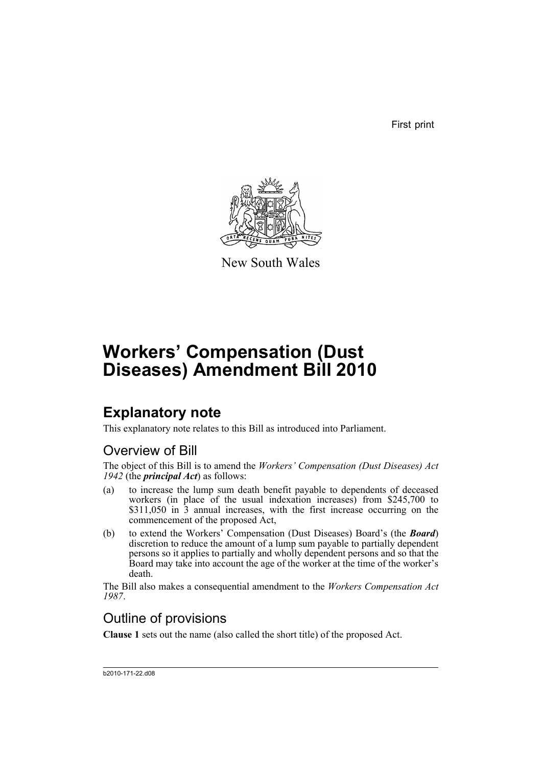First print

New South Wales

# Workers' Compensation (Dust Diseases) Amendment Bill 2010

## Explanatory note

This explanatory note relates to this Bill as introduced into Parliament.

### Overview of Bill

The object of this Bill is to amend the *Workers' Compensation (Dust Diseases) Act 1942* (the ***principal Act***) as follows:

(a) to increase the lump sum death benefit payable to dependents of deceased workers (in place of the usual indexation increases) from $245,700 to $311,050 in 3 annual increases, with the first increase occurring on the commencement of the proposed Act,

(b) to extend the Workers' Compensation (Dust Diseases) Board's (the ***Board***) discretion to reduce the amount of a lump sum payable to partially dependent persons so it applies to partially and wholly dependent persons and so that the Board may take into account the age of the worker at the time of the worker's death.

The Bill also makes a consequential amendment to the *Workers Compensation Act 1987*.

### Outline of provisions

**Clause 1** sets out the name (also called the short title) of the proposed Act.

b2010-171-22.d08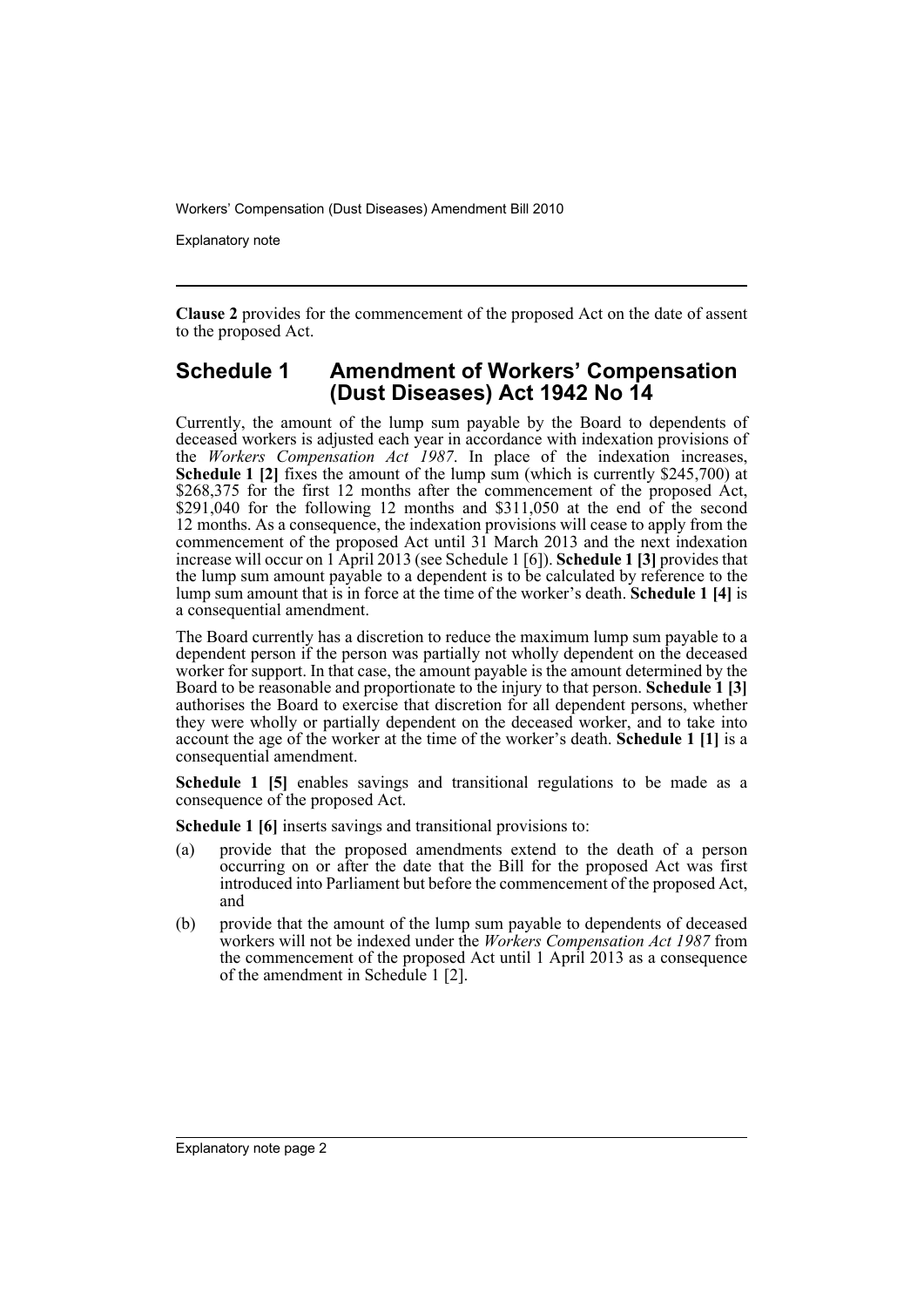**Clause 2** provides for the commencement of the proposed Act on the date of assent to the proposed Act.

## Schedule 1 Amendment of Workers' Compensation (Dust Diseases) Act 1942 No 14

Currently, the amount of the lump sum payable by the Board to dependents of deceased workers is adjusted each year in accordance with indexation provisions of the *Workers Compensation Act 1987*. In place of the indexation increases, **Schedule 1 [2]** fixes the amount of the lump sum (which is currently $245,700) at $268,375 for the first 12 months after the commencement of the proposed Act, $291,040 for the following 12 months and $311,050 at the end of the second 12 months. As a consequence, the indexation provisions will cease to apply from the commencement of the proposed Act until 31 March 2013 and the next indexation increase will occur on 1 April 2013 (see Schedule 1 [6]). **Schedule 1 [3]** provides that the lump sum amount payable to a dependent is to be calculated by reference to the lump sum amount that is in force at the time of the worker's death. **Schedule 1 [4]** is a consequential amendment.

The Board currently has a discretion to reduce the maximum lump sum payable to a dependent person if the person was partially not wholly dependent on the deceased worker for support. In that case, the amount payable is the amount determined by the Board to be reasonable and proportionate to the injury to that person. **Schedule 1 [3]** authorises the Board to exercise that discretion for all dependent persons, whether they were wholly or partially dependent on the deceased worker, and to take into account the age of the worker at the time of the worker's death. **Schedule 1 [1]** is a consequential amendment.

**Schedule 1 [5]** enables savings and transitional regulations to be made as a consequence of the proposed Act.

**Schedule 1 [6]** inserts savings and transitional provisions to:

(a) provide that the proposed amendments extend to the death of a person occurring on or after the date that the Bill for the proposed Act was first introduced into Parliament but before the commencement of the proposed Act, and

(b) provide that the amount of the lump sum payable to dependents of deceased workers will not be indexed under the *Workers Compensation Act 1987* from the commencement of the proposed Act until 1 April 2013 as a consequence of the amendment in Schedule 1 [2].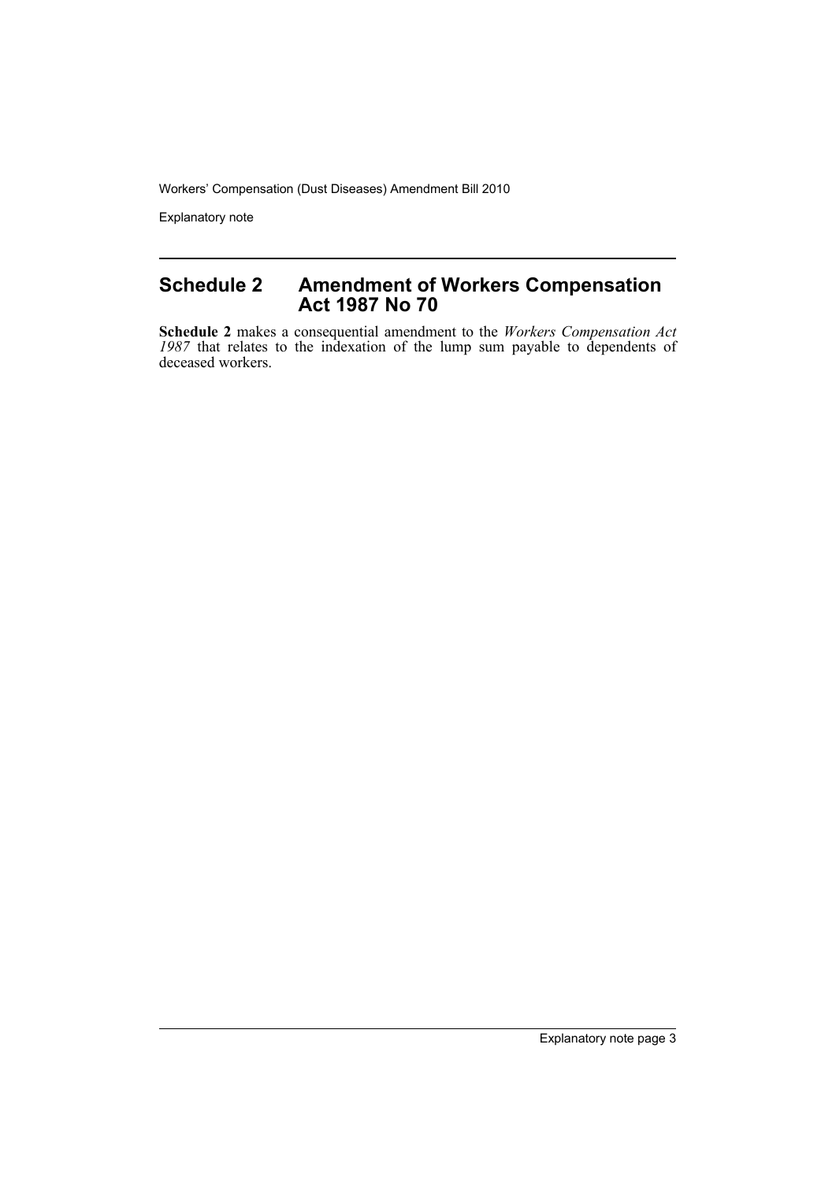## Schedule 2 Amendment of Workers Compensation Act 1987 No 70

**Schedule 2** makes a consequential amendment to the *Workers Compensation Act 1987* that relates to the indexation of the lump sum payable to dependents of deceased workers.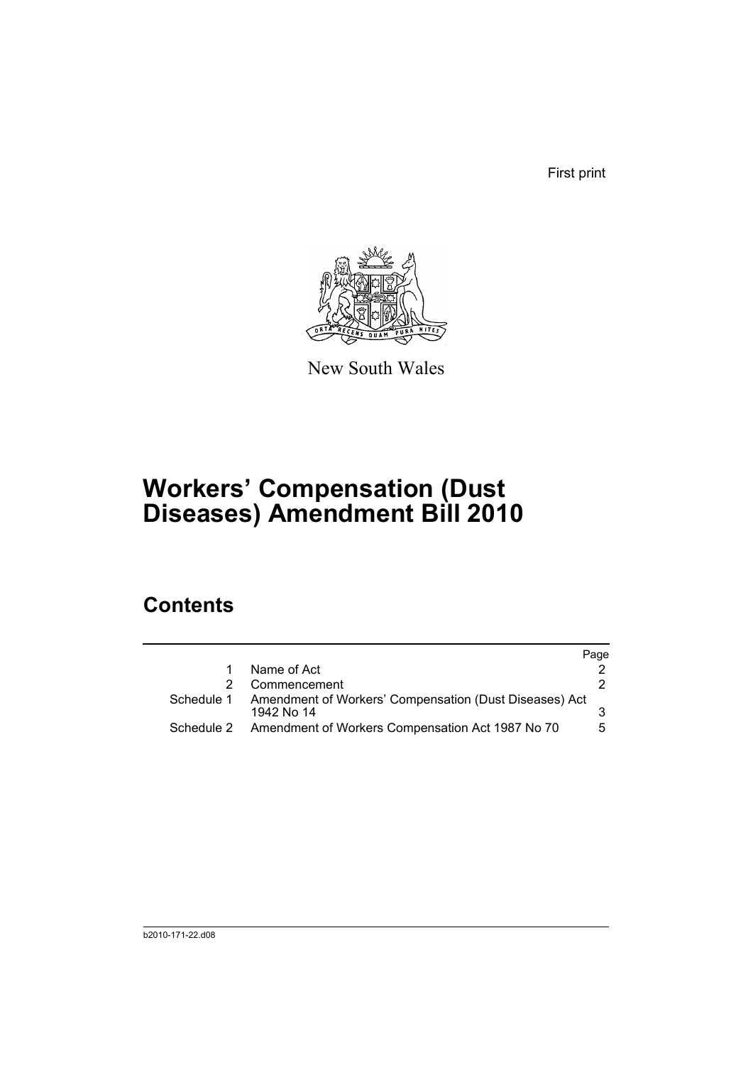First print

New South Wales

# Workers' Compensation (Dust Diseases) Amendment Bill 2010

## Contents

| | | Page |
|---|---|---|
| 1 | Name of Act | 2 |
| 2 | Commencement | 2 |
| Schedule 1 | Amendment of Workers' Compensation (Dust Diseases) Act 1942 No 14 | 3 |
| Schedule 2 | Amendment of Workers Compensation Act 1987 No 70 | 5 |

b2010-171-22.d08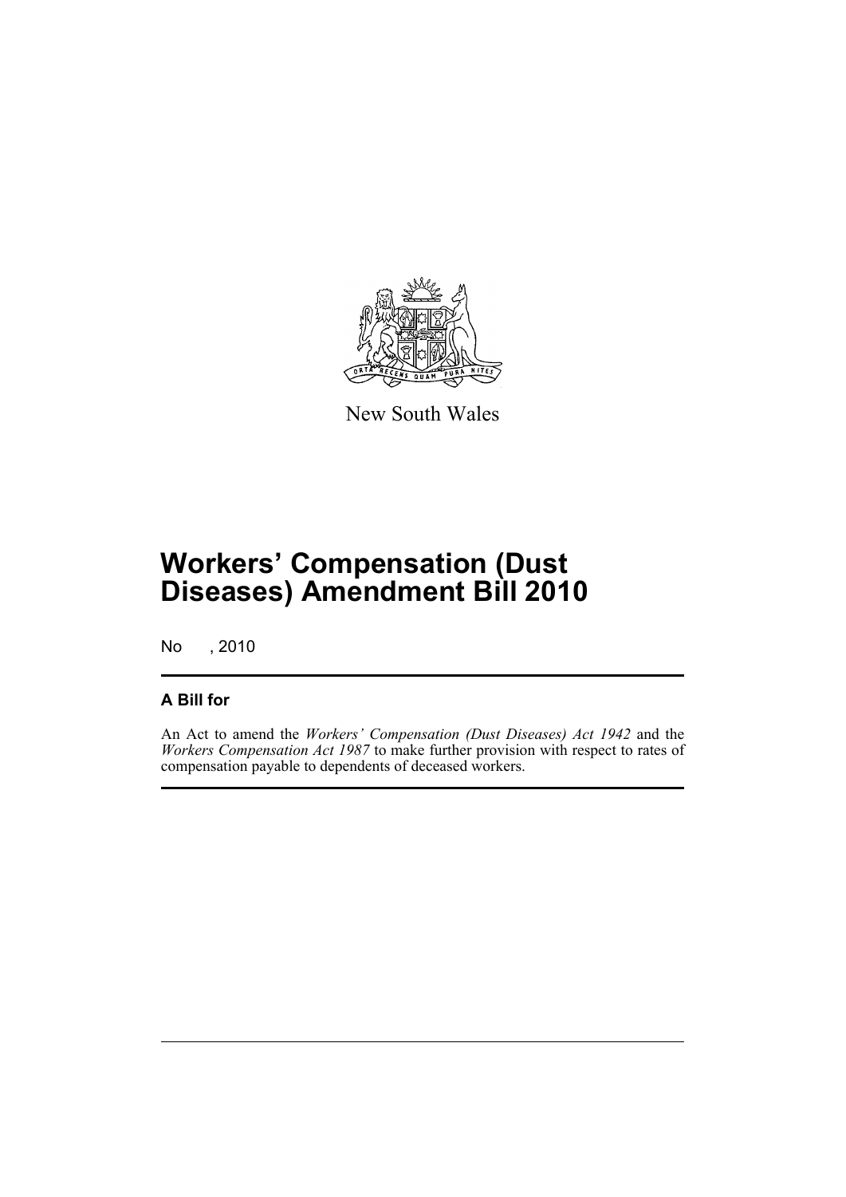New South Wales

# Workers' Compensation (Dust Diseases) Amendment Bill 2010

No , 2010

## A Bill for

An Act to amend the *Workers' Compensation (Dust Diseases) Act 1942* and the *Workers Compensation Act 1987* to make further provision with respect to rates of compensation payable to dependents of deceased workers.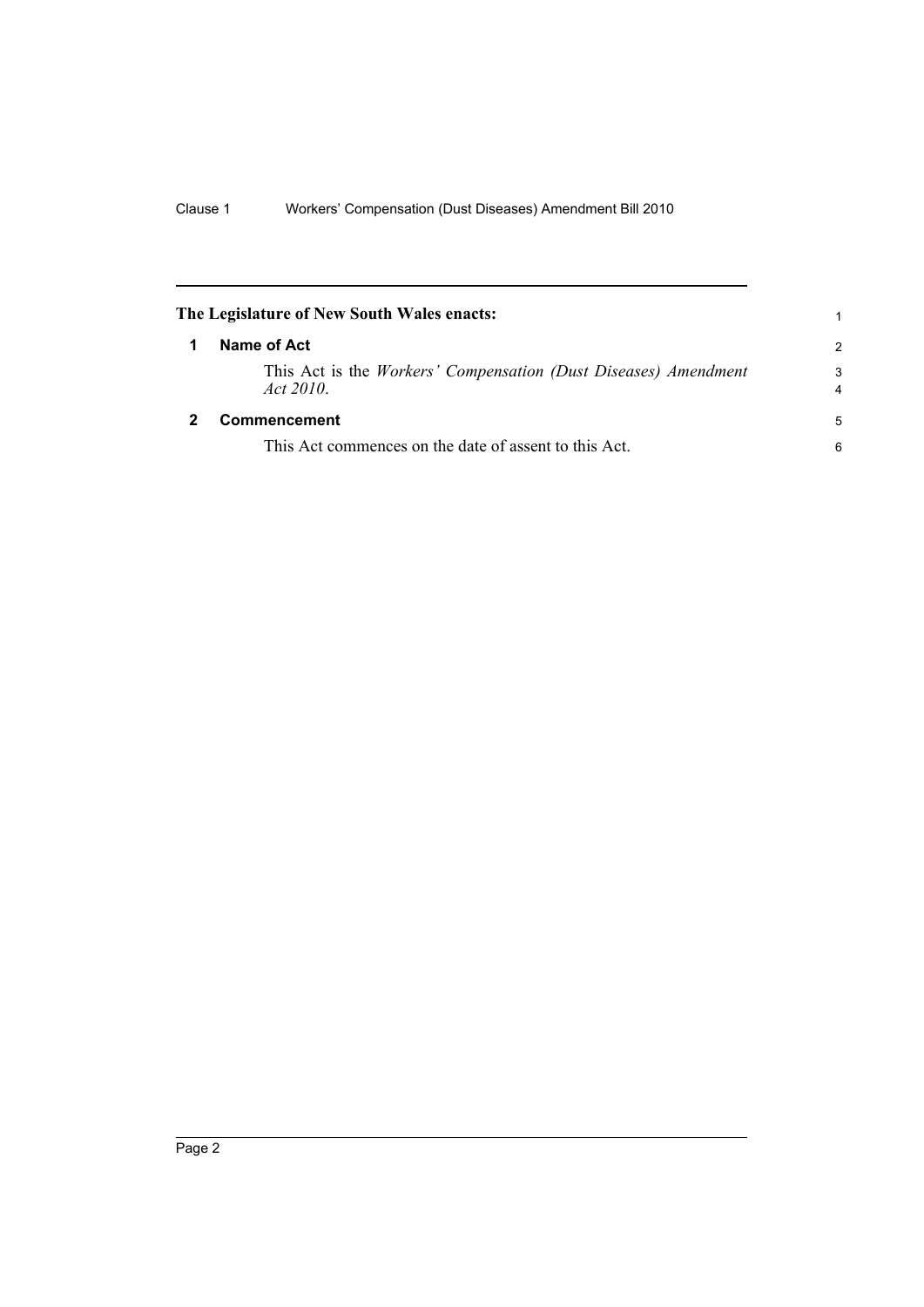**The Legislature of New South Wales enacts:**

## 1 Name of Act

This Act is the *Workers' Compensation (Dust Diseases) Amendment Act 2010*.

## 2 Commencement

This Act commences on the date of assent to this Act.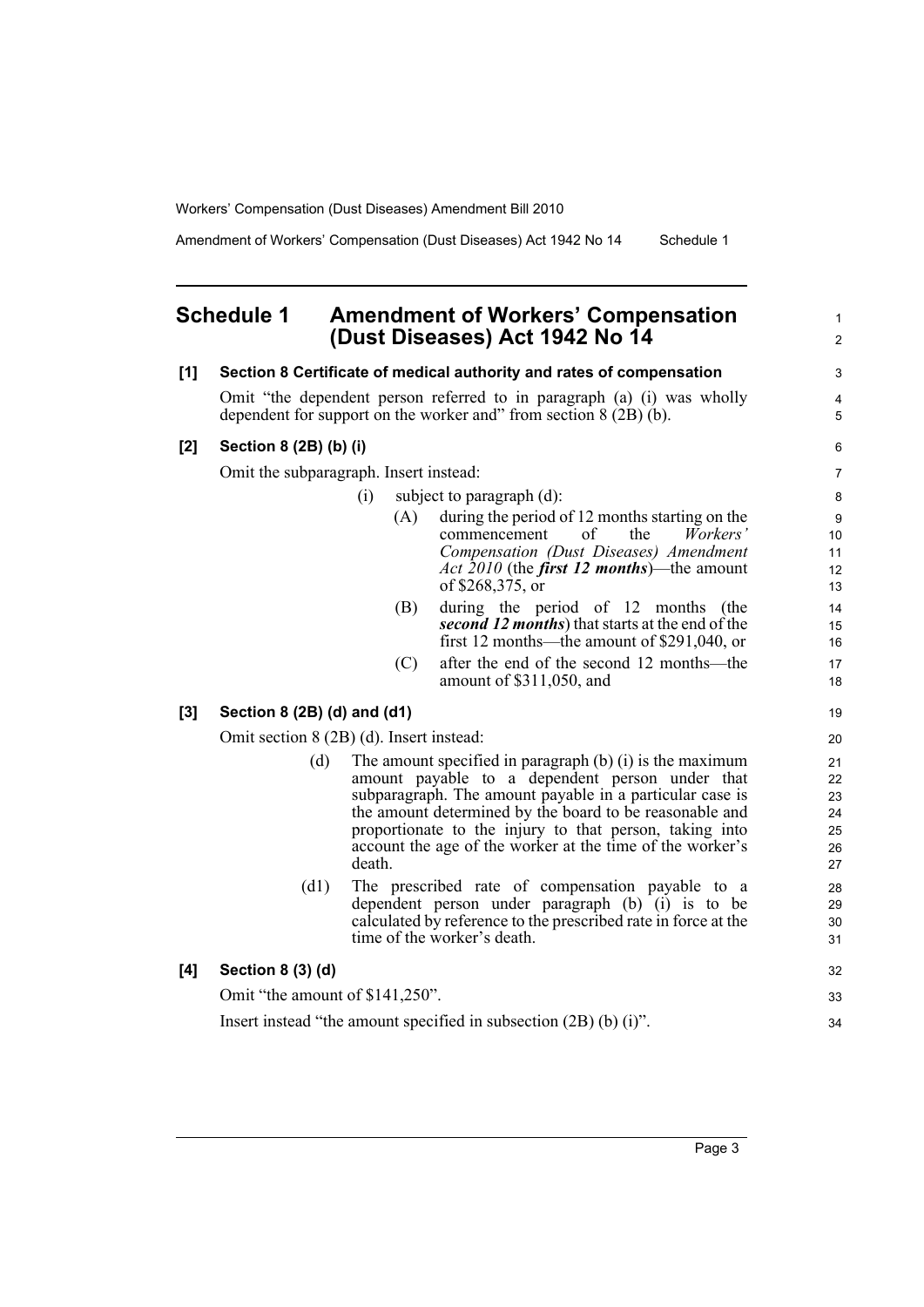## Schedule 1 Amendment of Workers' Compensation (Dust Diseases) Act 1942 No 14

### [1] Section 8 Certificate of medical authority and rates of compensation

Omit "the dependent person referred to in paragraph (a) (i) was wholly dependent for support on the worker and" from section 8 (2B) (b).

### [2] Section 8 (2B) (b) (i)

Omit the subparagraph. Insert instead:

> (i) subject to paragraph (d):
>
> > (A) during the period of 12 months starting on the commencement of the *Workers' Compensation (Dust Diseases) Amendment Act 2010* (the ***first 12 months***)—the amount of $268,375, or
> >
> > (B) during the period of 12 months (the ***second 12 months***) that starts at the end of the first 12 months—the amount of $291,040, or
> >
> > (C) after the end of the second 12 months—the amount of $311,050, and

### [3] Section 8 (2B) (d) and (d1)

Omit section 8 (2B) (d). Insert instead:

> (d) The amount specified in paragraph (b) (i) is the maximum amount payable to a dependent person under that subparagraph. The amount payable in a particular case is the amount determined by the board to be reasonable and proportionate to the injury to that person, taking into account the age of the worker at the time of the worker's death.
>
> (d1) The prescribed rate of compensation payable to a dependent person under paragraph (b) (i) is to be calculated by reference to the prescribed rate in force at the time of the worker's death.

### [4] Section 8 (3) (d)

Omit "the amount of $141,250".

Insert instead "the amount specified in subsection (2B) (b) (i)".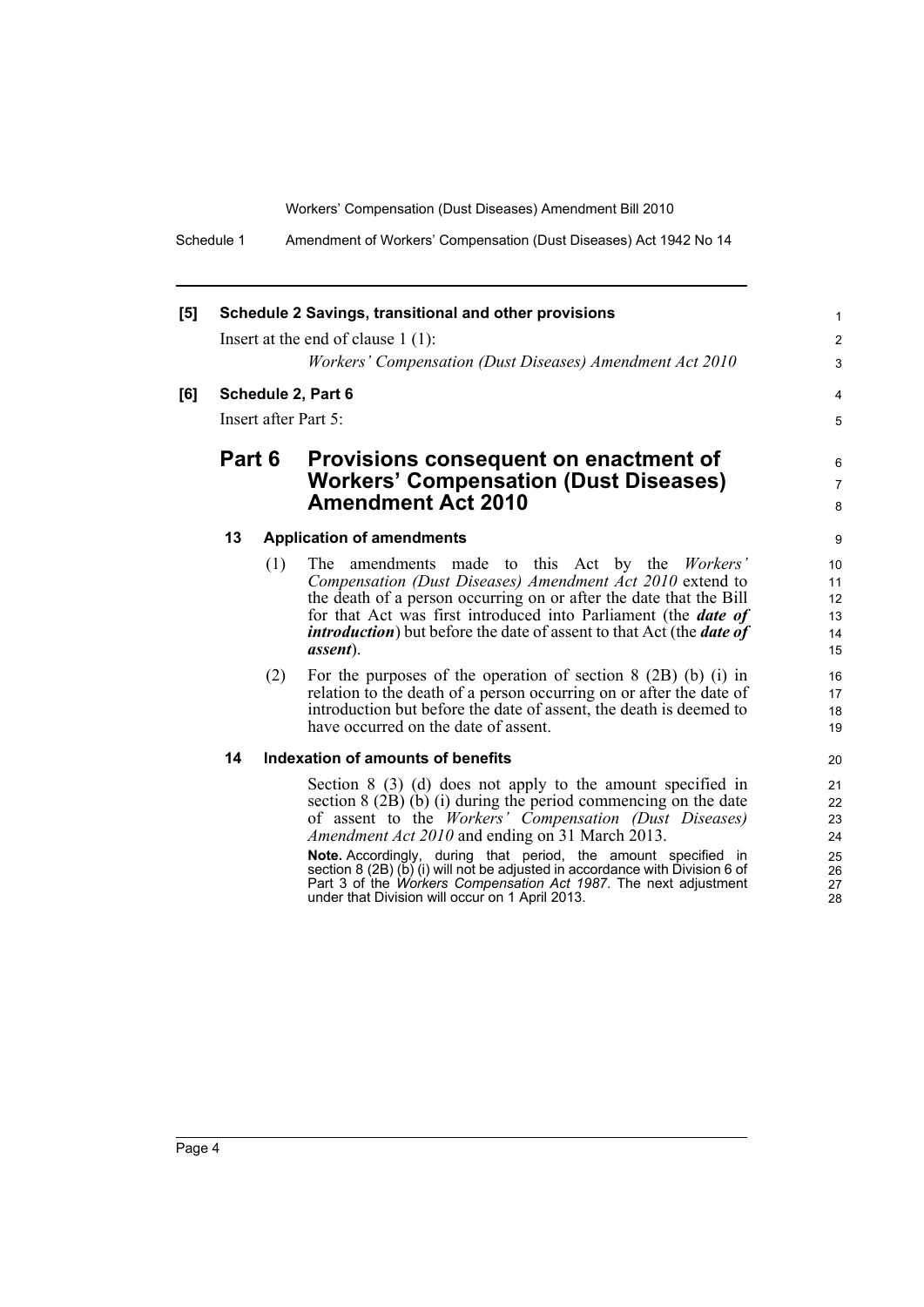**[5] Schedule 2 Savings, transitional and other provisions**

Insert at the end of clause 1 (1):

*Workers' Compensation (Dust Diseases) Amendment Act 2010*

**[6] Schedule 2, Part 6**

Insert after Part 5:

## Part 6 Provisions consequent on enactment of Workers' Compensation (Dust Diseases) Amendment Act 2010

### 13 Application of amendments

(1) The amendments made to this Act by the *Workers' Compensation (Dust Diseases) Amendment Act 2010* extend to the death of a person occurring on or after the date that the Bill for that Act was first introduced into Parliament (the ***date of introduction***) but before the date of assent to that Act (the ***date of assent***).

(2) For the purposes of the operation of section 8 (2B) (b) (i) in relation to the death of a person occurring on or after the date of introduction but before the date of assent, the death is deemed to have occurred on the date of assent.

### 14 Indexation of amounts of benefits

Section 8 (3) (d) does not apply to the amount specified in section 8 (2B) (b) (i) during the period commencing on the date of assent to the *Workers' Compensation (Dust Diseases) Amendment Act 2010* and ending on 31 March 2013.

**Note.** Accordingly, during that period, the amount specified in section 8 (2B) (b) (i) will not be adjusted in accordance with Division 6 of Part 3 of the *Workers Compensation Act 1987*. The next adjustment under that Division will occur on 1 April 2013.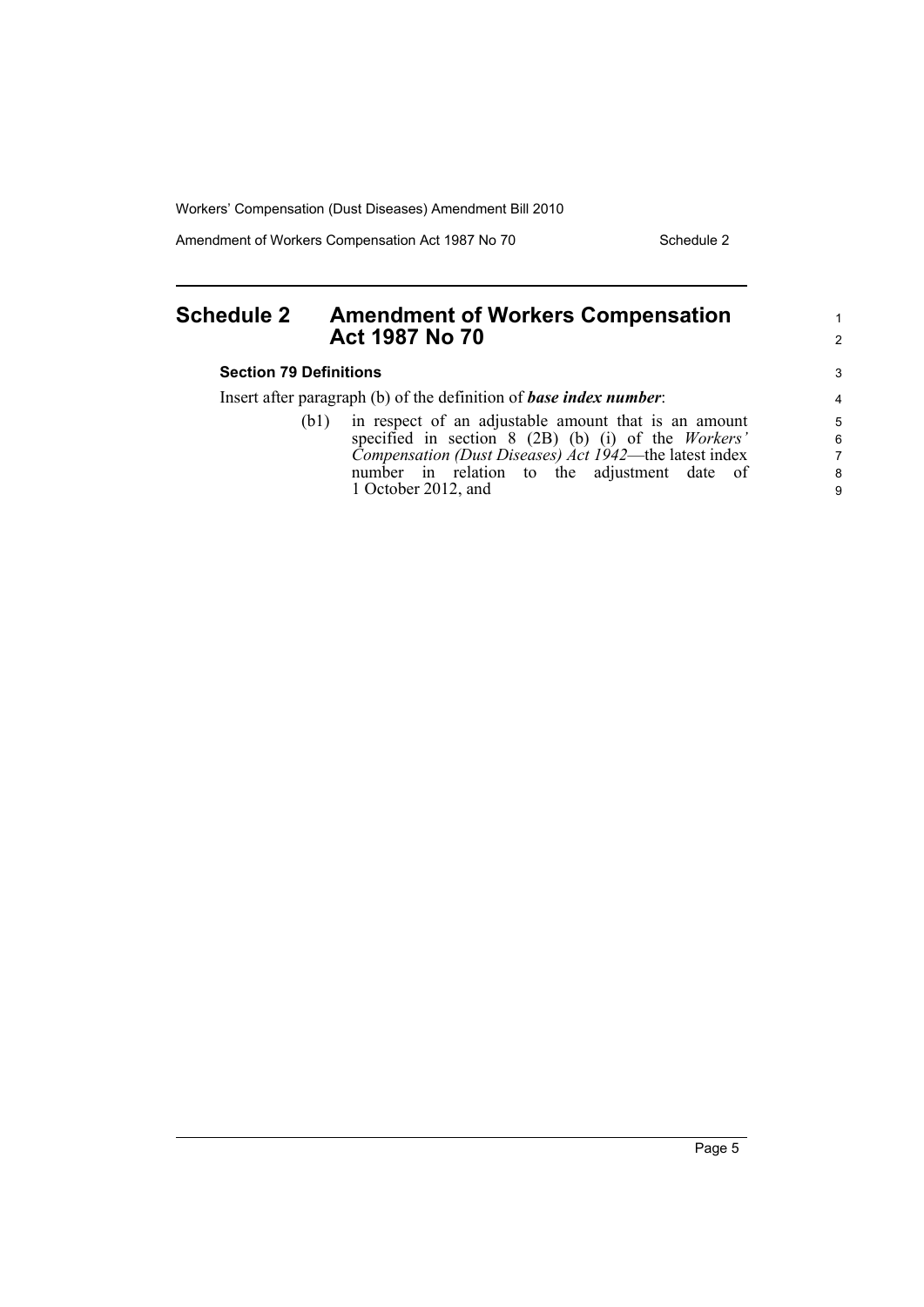# Schedule 2 Amendment of Workers Compensation Act 1987 No 70

### Section 79 Definitions

Insert after paragraph (b) of the definition of ***base index number***:

(b1) in respect of an adjustable amount that is an amount specified in section 8 (2B) (b) (i) of the *Workers' Compensation (Dust Diseases) Act 1942*—the latest index number in relation to the adjustment date of 1 October 2012, and